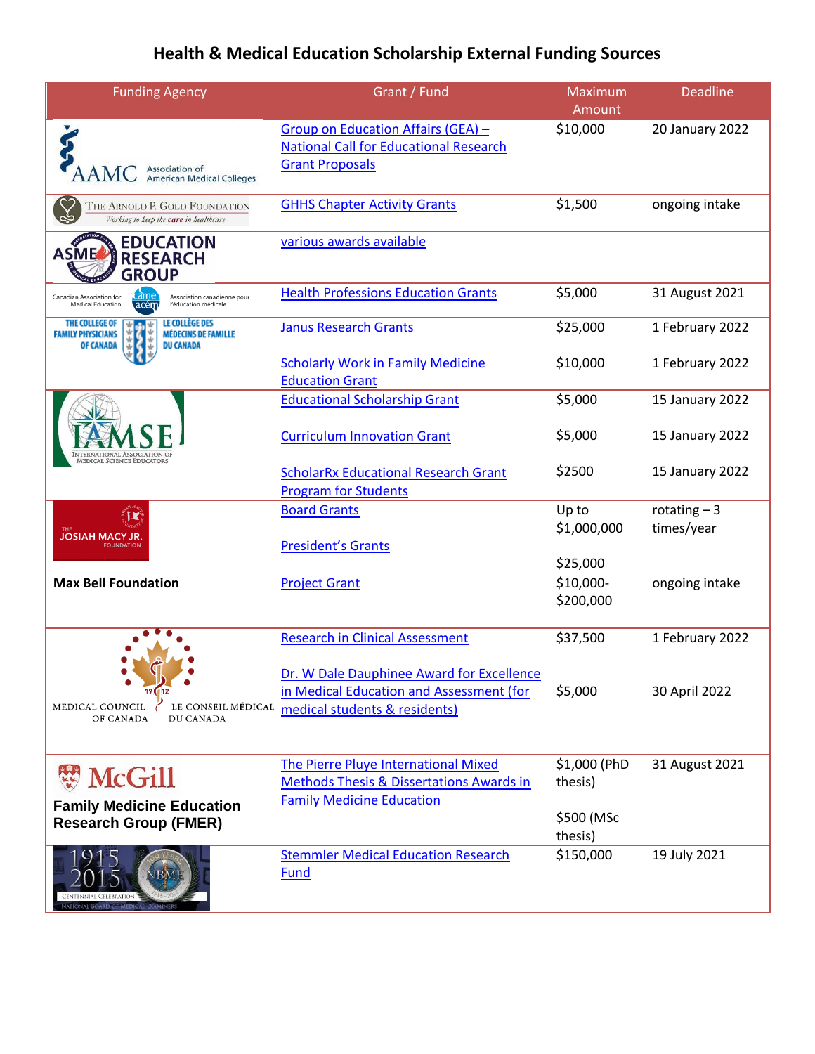# Health & Medical Education Scholarship External Funding Sources

| Funding Agency | Grant / Fund | Maximum Amount | Deadline |
|---|---|---|---|
| AAMC Association of American Medical Colleges | Group on Education Affairs (GEA) – National Call for Educational Research Grant Proposals | $10,000 | 20 January 2022 |
| The Arnold P. Gold Foundation — Working to keep the care in healthcare | GHHS Chapter Activity Grants | $1,500 | ongoing intake |
| ASME Education Research Group | various awards available | | |
| Canadian Association for Medical Education / Association canadienne pour l'éducation médicale (came acem) | Health Professions Education Grants | $5,000 | 31 August 2021 |
| The College of Family Physicians of Canada / Le Collège des Médecins de Famille du Canada | Janus Research Grants | $25,000 | 1 February 2022 |
| | Scholarly Work in Family Medicine Education Grant | $10,000 | 1 February 2022 |
| IAMSE International Association of Medical Science Educators | Educational Scholarship Grant | $5,000 | 15 January 2022 |
| | Curriculum Innovation Grant | $5,000 | 15 January 2022 |
| | ScholarRx Educational Research Grant Program for Students | $2500 | 15 January 2022 |
| The Josiah Macy Jr. Foundation | Board Grants | Up to $1,000,000 | rotating – 3 times/year |
| | President's Grants | $25,000 | |
| **Max Bell Foundation** | Project Grant | $10,000-$200,000 | ongoing intake |
| Medical Council of Canada / Le Conseil Médical du Canada | Research in Clinical Assessment | $37,500 | 1 February 2022 |
| | Dr. W Dale Dauphinee Award for Excellence in Medical Education and Assessment (for medical students & residents) | $5,000 | 30 April 2022 |
| McGill Family Medicine Education Research Group (FMER) | The Pierre Pluye International Mixed Methods Thesis & Dissertations Awards in Family Medicine Education | $1,000 (PhD thesis) $500 (MSc thesis) | 31 August 2021 |
| NBME 1915 2015 Centennial Celebration National Board of Medical Examiners | Stemmler Medical Education Research Fund | $150,000 | 19 July 2021 |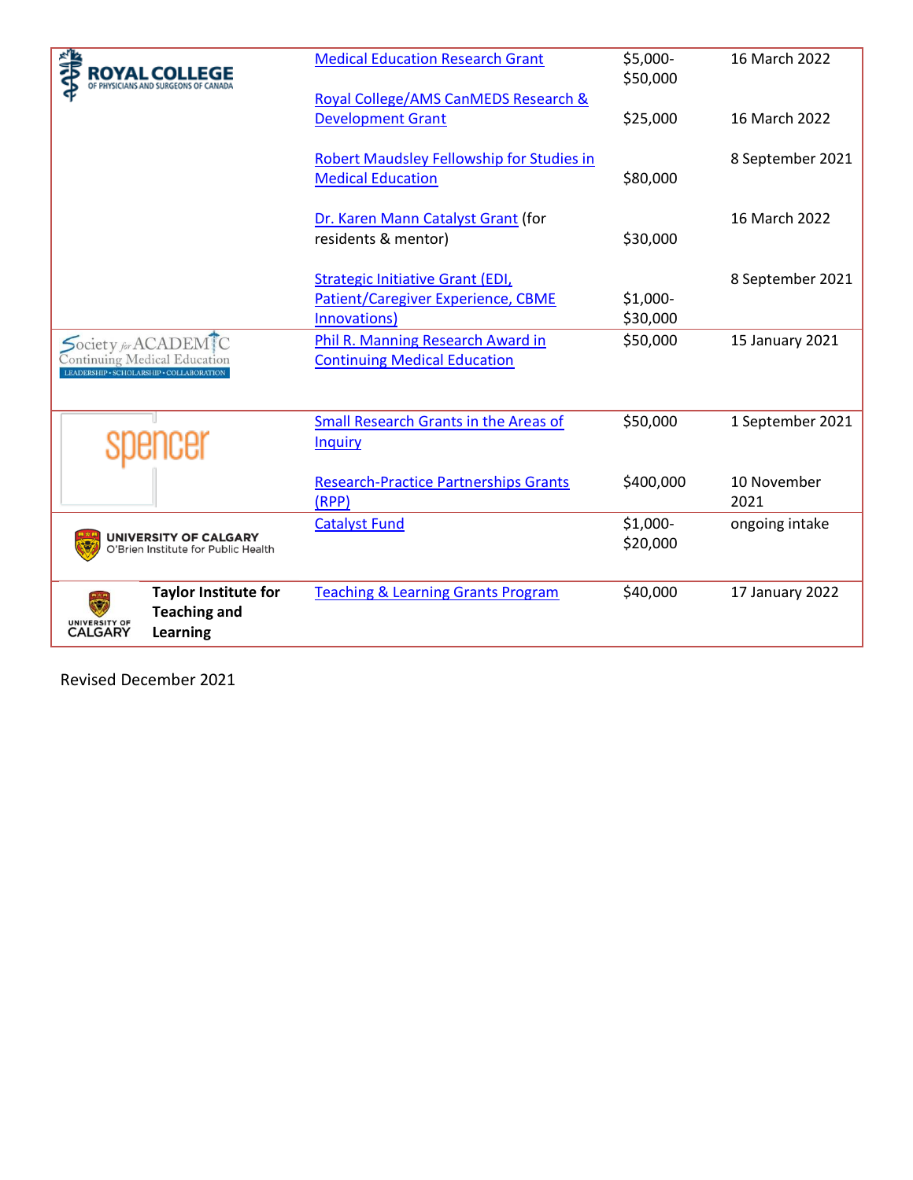| | | | |
|---|---|---|---|
| ROYAL COLLEGE OF PHYSICIANS AND SURGEONS OF CANADA | Medical Education Research Grant | $5,000-$50,000 | 16 March 2022 |
| | Royal College/AMS CanMEDS Research & Development Grant | $25,000 | 16 March 2022 |
| | Robert Maudsley Fellowship for Studies in Medical Education | $80,000 | 8 September 2021 |
| | Dr. Karen Mann Catalyst Grant (for residents & mentor) | $30,000 | 16 March 2022 |
| | Strategic Initiative Grant (EDI, Patient/Caregiver Experience, CBME Innovations) | $1,000-$30,000 | 8 September 2021 |
| Society for ACADEMIC Continuing Medical Education LEADERSHIP • SCHOLARSHIP • COLLABORATION | Phil R. Manning Research Award in Continuing Medical Education | $50,000 | 15 January 2021 |
| spencer | Small Research Grants in the Areas of Inquiry | $50,000 | 1 September 2021 |
| | Research-Practice Partnerships Grants (RPP) | $400,000 | 10 November 2021 |
| UNIVERSITY OF CALGARY O'Brien Institute for Public Health | Catalyst Fund | $1,000-$20,000 | ongoing intake |
| UNIVERSITY OF CALGARY **Taylor Institute for Teaching and Learning** | Teaching & Learning Grants Program | $40,000 | 17 January 2022 |

Revised December 2021